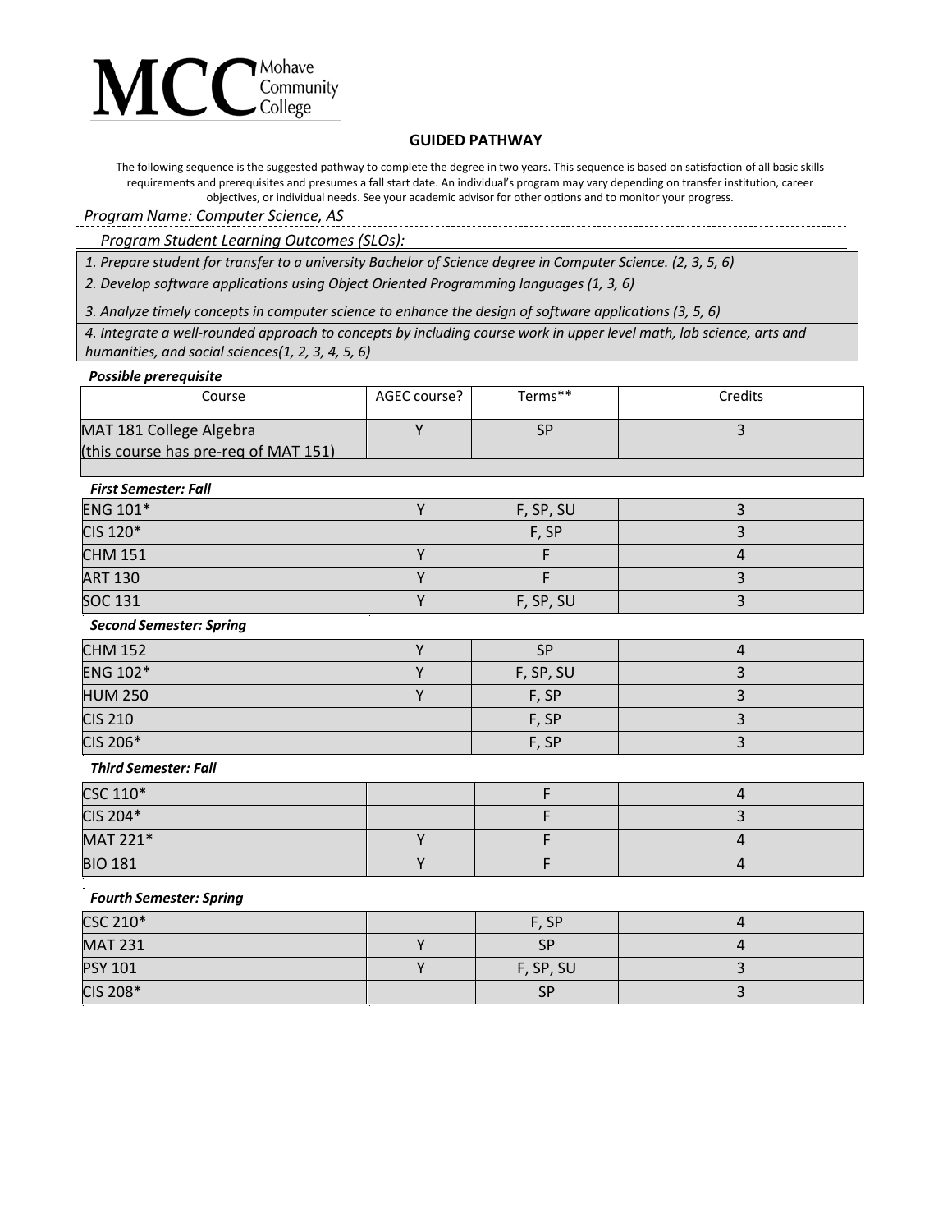MCC Mohave Community College

## GUIDED PATHWAY

The following sequence is the suggested pathway to complete the degree in two years. This sequence is based on satisfaction of all basic skills requirements and prerequisites and presumes a fall start date. An individual's program may vary depending on transfer institution, career objectives, or individual needs. See your academic advisor for other options and to monitor your progress.

*Program Name: Computer Science, AS*

*Program Student Learning Outcomes (SLOs):*

*1. Prepare student for transfer to a university Bachelor of Science degree in Computer Science. (2, 3, 5, 6)*

*2. Develop software applications using Object Oriented Programming languages (1, 3, 6)*

*3. Analyze timely concepts in computer science to enhance the design of software applications (3, 5, 6)*

*4. Integrate a well-rounded approach to concepts by including course work in upper level math, lab science, arts and humanities, and social sciences(1, 2, 3, 4, 5, 6)*

***Possible prerequisite***

| Course | AGEC course? | Terms** | Credits |
|---|---|---|---|
| MAT 181 College Algebra (this course has pre-req of MAT 151) | Y | SP | 3 |

***First Semester: Fall***

| Course | AGEC course? | Terms** | Credits |
|---|---|---|---|
| ENG 101* | Y | F, SP, SU | 3 |
| CIS 120* | | F, SP | 3 |
| CHM 151 | Y | F | 4 |
| ART 130 | Y | F | 3 |
| SOC 131 | Y | F, SP, SU | 3 |

***Second Semester: Spring***

| Course | AGEC course? | Terms** | Credits |
|---|---|---|---|
| CHM 152 | Y | SP | 4 |
| ENG 102* | Y | F, SP, SU | 3 |
| HUM 250 | Y | F, SP | 3 |
| CIS 210 | | F, SP | 3 |
| CIS 206* | | F, SP | 3 |

***Third Semester: Fall***

| Course | AGEC course? | Terms** | Credits |
|---|---|---|---|
| CSC 110* | | F | 4 |
| CIS 204* | | F | 3 |
| MAT 221* | Y | F | 4 |
| BIO 181 | Y | F | 4 |

***Fourth Semester: Spring***

| Course | AGEC course? | Terms** | Credits |
|---|---|---|---|
| CSC 210* | | F, SP | 4 |
| MAT 231 | Y | SP | 4 |
| PSY 101 | Y | F, SP, SU | 3 |
| CIS 208* | | SP | 3 |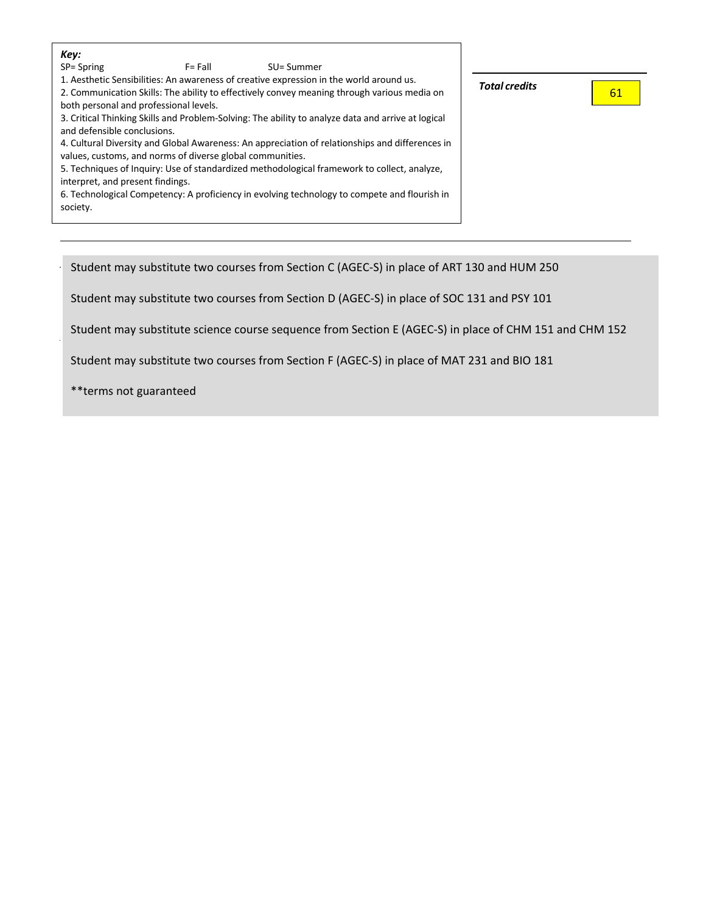***Key:***
SP= Spring F= Fall SU= Summer

1. Aesthetic Sensibilities: An awareness of creative expression in the world around us.
2. Communication Skills: The ability to effectively convey meaning through various media on both personal and professional levels.
3. Critical Thinking Skills and Problem-Solving: The ability to analyze data and arrive at logical and defensible conclusions.
4. Cultural Diversity and Global Awareness: An appreciation of relationships and differences in values, customs, and norms of diverse global communities.
5. Techniques of Inquiry: Use of standardized methodological framework to collect, analyze, interpret, and present findings.
6. Technological Competency: A proficiency in evolving technology to compete and flourish in society.

| | |
|---|---|
| ***Total credits*** | 61 |

Student may substitute two courses from Section C (AGEC-S) in place of ART 130 and HUM 250

Student may substitute two courses from Section D (AGEC-S) in place of SOC 131 and PSY 101

Student may substitute science course sequence from Section E (AGEC-S) in place of CHM 151 and CHM 152

Student may substitute two courses from Section F (AGEC-S) in place of MAT 231 and BIO 181

**terms not guaranteed